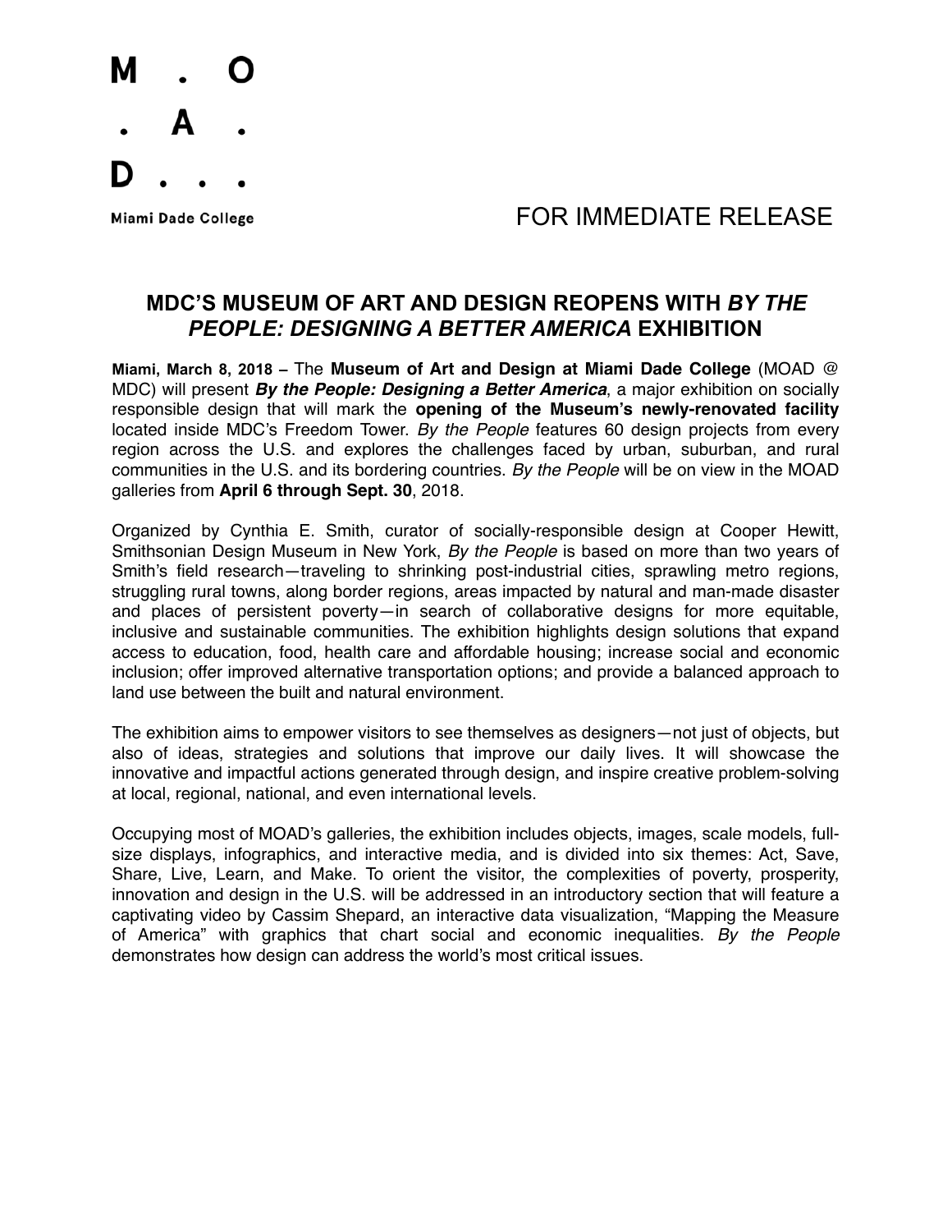M . O
. A .
D . . .

Miami Dade College

FOR IMMEDIATE RELEASE

## MDC'S MUSEUM OF ART AND DESIGN REOPENS WITH *BY THE PEOPLE: DESIGNING A BETTER AMERICA* EXHIBITION

**Miami, March 8, 2018 –** The **Museum of Art and Design at Miami Dade College** (MOAD @ MDC) will present ***By the People: Designing a Better America***, a major exhibition on socially responsible design that will mark the **opening of the Museum's newly-renovated facility** located inside MDC's Freedom Tower. *By the People* features 60 design projects from every region across the U.S. and explores the challenges faced by urban, suburban, and rural communities in the U.S. and its bordering countries. *By the People* will be on view in the MOAD galleries from **April 6 through Sept. 30**, 2018.

Organized by Cynthia E. Smith, curator of socially-responsible design at Cooper Hewitt, Smithsonian Design Museum in New York, *By the People* is based on more than two years of Smith's field research—traveling to shrinking post-industrial cities, sprawling metro regions, struggling rural towns, along border regions, areas impacted by natural and man-made disaster and places of persistent poverty—in search of collaborative designs for more equitable, inclusive and sustainable communities. The exhibition highlights design solutions that expand access to education, food, health care and affordable housing; increase social and economic inclusion; offer improved alternative transportation options; and provide a balanced approach to land use between the built and natural environment.

The exhibition aims to empower visitors to see themselves as designers—not just of objects, but also of ideas, strategies and solutions that improve our daily lives. It will showcase the innovative and impactful actions generated through design, and inspire creative problem-solving at local, regional, national, and even international levels.

Occupying most of MOAD's galleries, the exhibition includes objects, images, scale models, full-size displays, infographics, and interactive media, and is divided into six themes: Act, Save, Share, Live, Learn, and Make. To orient the visitor, the complexities of poverty, prosperity, innovation and design in the U.S. will be addressed in an introductory section that will feature a captivating video by Cassim Shepard, an interactive data visualization, "Mapping the Measure of America" with graphics that chart social and economic inequalities. *By the People* demonstrates how design can address the world's most critical issues.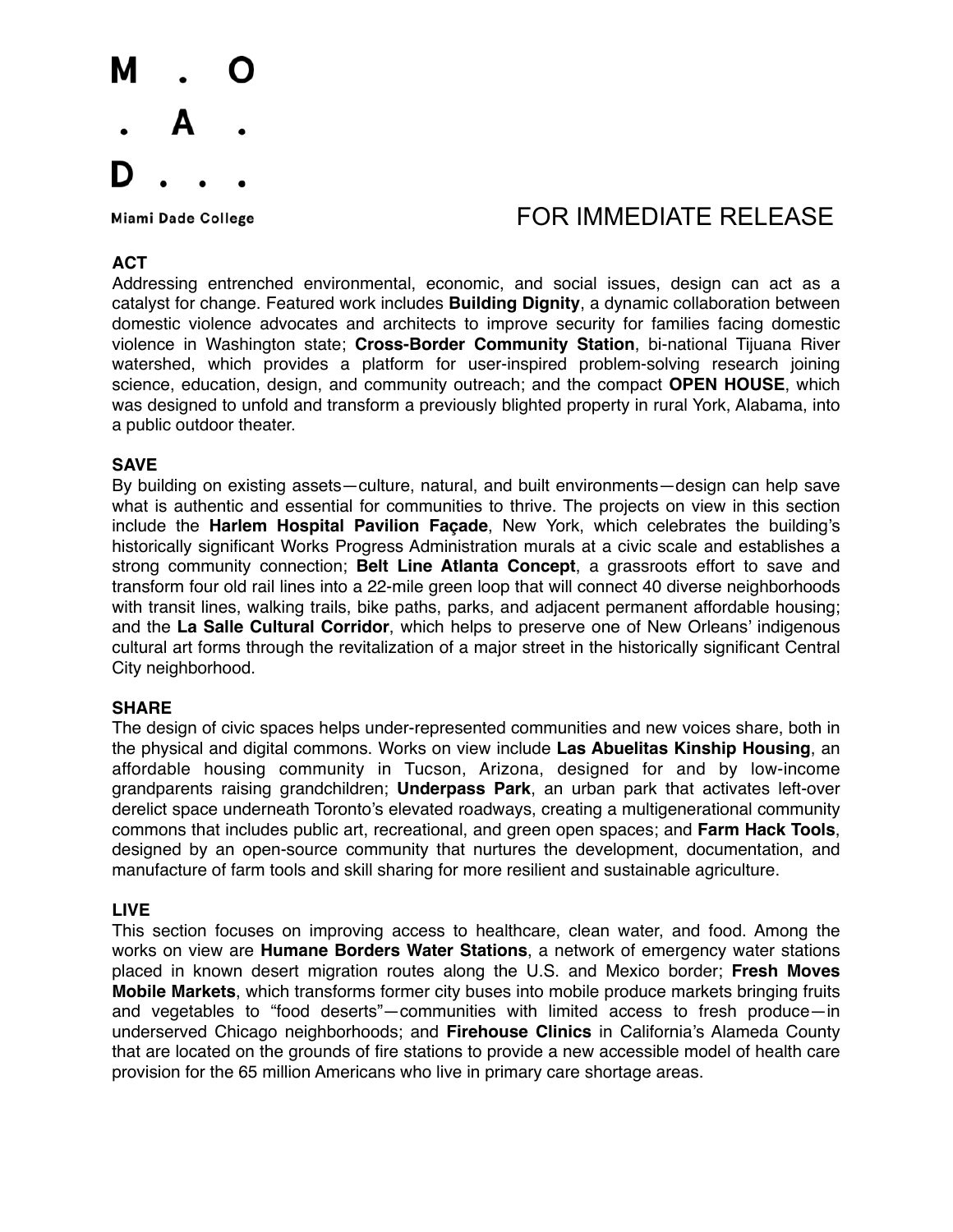M . O
. A .
D . . .

Miami Dade College

FOR IMMEDIATE RELEASE

**ACT**

Addressing entrenched environmental, economic, and social issues, design can act as a catalyst for change. Featured work includes **Building Dignity**, a dynamic collaboration between domestic violence advocates and architects to improve security for families facing domestic violence in Washington state; **Cross-Border Community Station**, bi-national Tijuana River watershed, which provides a platform for user-inspired problem-solving research joining science, education, design, and community outreach; and the compact **OPEN HOUSE**, which was designed to unfold and transform a previously blighted property in rural York, Alabama, into a public outdoor theater.

**SAVE**

By building on existing assets—culture, natural, and built environments—design can help save what is authentic and essential for communities to thrive. The projects on view in this section include the **Harlem Hospital Pavilion Façade**, New York, which celebrates the building's historically significant Works Progress Administration murals at a civic scale and establishes a strong community connection; **Belt Line Atlanta Concept**, a grassroots effort to save and transform four old rail lines into a 22-mile green loop that will connect 40 diverse neighborhoods with transit lines, walking trails, bike paths, parks, and adjacent permanent affordable housing; and the **La Salle Cultural Corridor**, which helps to preserve one of New Orleans' indigenous cultural art forms through the revitalization of a major street in the historically significant Central City neighborhood.

**SHARE**

The design of civic spaces helps under-represented communities and new voices share, both in the physical and digital commons. Works on view include **Las Abuelitas Kinship Housing**, an affordable housing community in Tucson, Arizona, designed for and by low-income grandparents raising grandchildren; **Underpass Park**, an urban park that activates left-over derelict space underneath Toronto's elevated roadways, creating a multigenerational community commons that includes public art, recreational, and green open spaces; and **Farm Hack Tools**, designed by an open-source community that nurtures the development, documentation, and manufacture of farm tools and skill sharing for more resilient and sustainable agriculture.

**LIVE**

This section focuses on improving access to healthcare, clean water, and food. Among the works on view are **Humane Borders Water Stations**, a network of emergency water stations placed in known desert migration routes along the U.S. and Mexico border; **Fresh Moves Mobile Markets**, which transforms former city buses into mobile produce markets bringing fruits and vegetables to "food deserts"—communities with limited access to fresh produce—in underserved Chicago neighborhoods; and **Firehouse Clinics** in California's Alameda County that are located on the grounds of fire stations to provide a new accessible model of health care provision for the 65 million Americans who live in primary care shortage areas.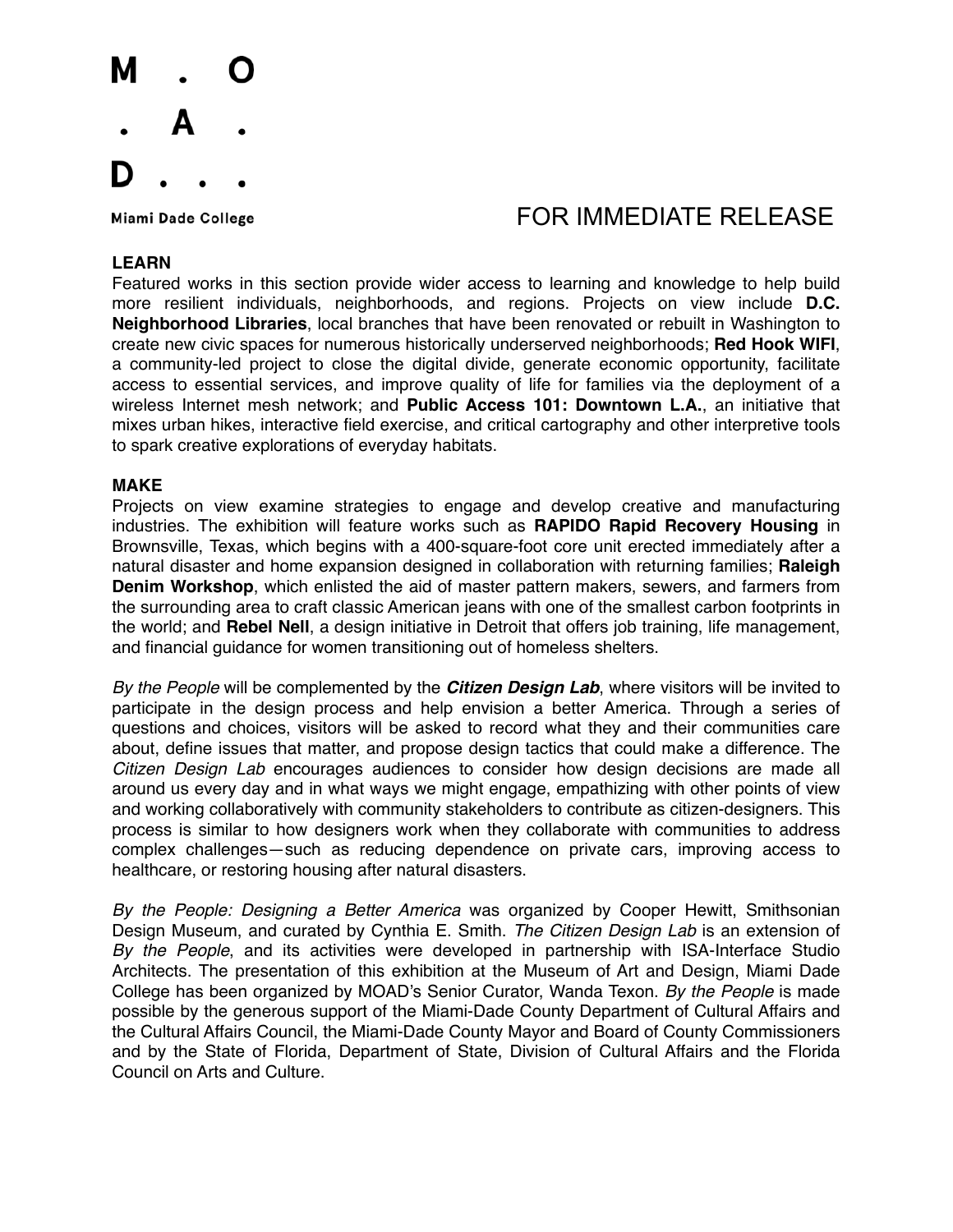**LEARN**

Featured works in this section provide wider access to learning and knowledge to help build more resilient individuals, neighborhoods, and regions. Projects on view include **D.C. Neighborhood Libraries**, local branches that have been renovated or rebuilt in Washington to create new civic spaces for numerous historically underserved neighborhoods; **Red Hook WIFI**, a community-led project to close the digital divide, generate economic opportunity, facilitate access to essential services, and improve quality of life for families via the deployment of a wireless Internet mesh network; and **Public Access 101: Downtown L.A.**, an initiative that mixes urban hikes, interactive field exercise, and critical cartography and other interpretive tools to spark creative explorations of everyday habitats.

**MAKE**

Projects on view examine strategies to engage and develop creative and manufacturing industries. The exhibition will feature works such as **RAPIDO Rapid Recovery Housing** in Brownsville, Texas, which begins with a 400-square-foot core unit erected immediately after a natural disaster and home expansion designed in collaboration with returning families; **Raleigh Denim Workshop**, which enlisted the aid of master pattern makers, sewers, and farmers from the surrounding area to craft classic American jeans with one of the smallest carbon footprints in the world; and **Rebel Nell**, a design initiative in Detroit that offers job training, life management, and financial guidance for women transitioning out of homeless shelters.

*By the People* will be complemented by the ***Citizen Design Lab***, where visitors will be invited to participate in the design process and help envision a better America. Through a series of questions and choices, visitors will be asked to record what they and their communities care about, define issues that matter, and propose design tactics that could make a difference. The *Citizen Design Lab* encourages audiences to consider how design decisions are made all around us every day and in what ways we might engage, empathizing with other points of view and working collaboratively with community stakeholders to contribute as citizen-designers. This process is similar to how designers work when they collaborate with communities to address complex challenges—such as reducing dependence on private cars, improving access to healthcare, or restoring housing after natural disasters.

*By the People: Designing a Better America* was organized by Cooper Hewitt, Smithsonian Design Museum, and curated by Cynthia E. Smith. *The Citizen Design Lab* is an extension of *By the People*, and its activities were developed in partnership with ISA-Interface Studio Architects. The presentation of this exhibition at the Museum of Art and Design, Miami Dade College has been organized by MOAD's Senior Curator, Wanda Texon. *By the People* is made possible by the generous support of the Miami-Dade County Department of Cultural Affairs and the Cultural Affairs Council, the Miami-Dade County Mayor and Board of County Commissioners and by the State of Florida, Department of State, Division of Cultural Affairs and the Florida Council on Arts and Culture.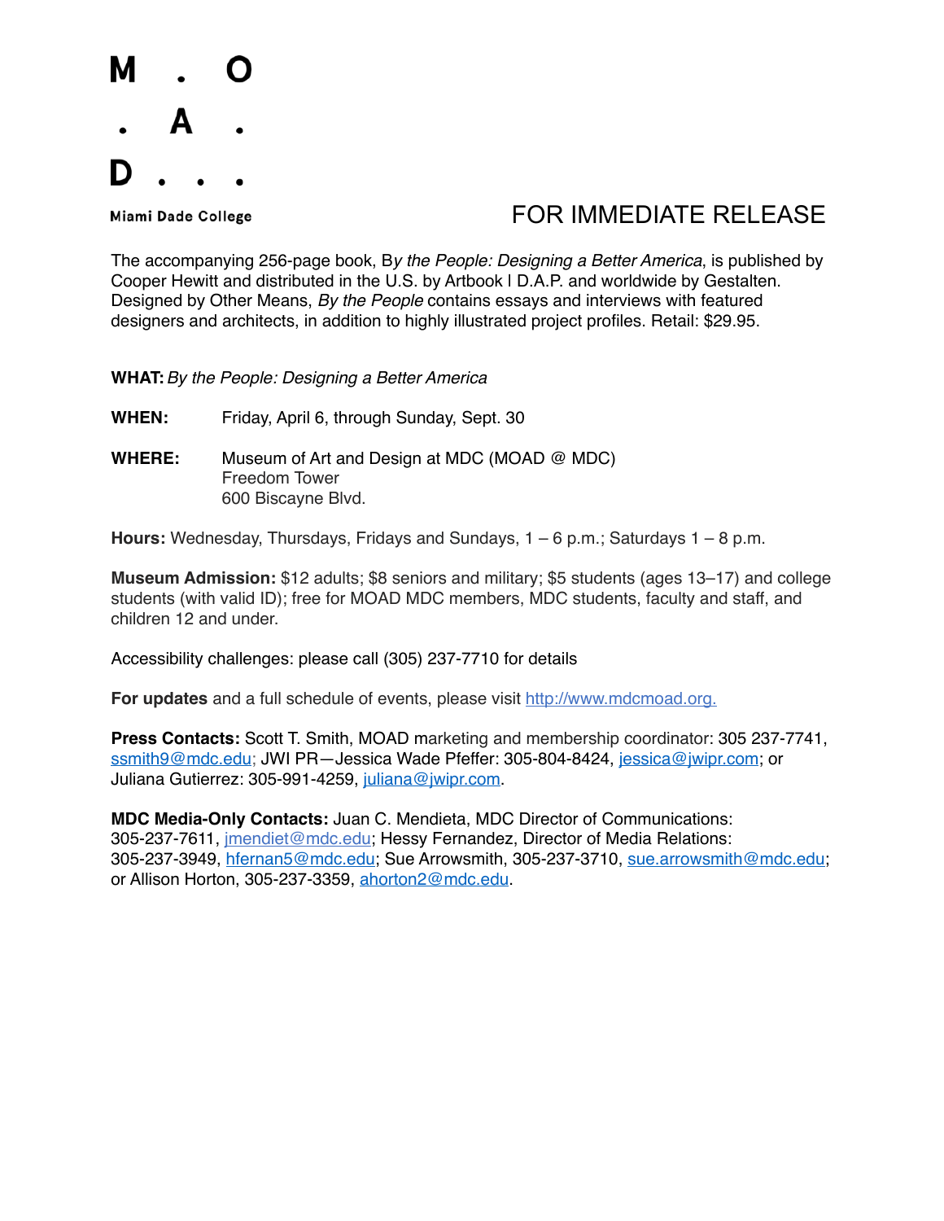M . O
. A .
D . . .

Miami Dade College

FOR IMMEDIATE RELEASE

The accompanying 256-page book, B*y the People: Designing a Better America*, is published by Cooper Hewitt and distributed in the U.S. by Artbook | D.A.P. and worldwide by Gestalten. Designed by Other Means, *By the People* contains essays and interviews with featured designers and architects, in addition to highly illustrated project profiles. Retail: $29.95.

**WHAT:** *By the People: Designing a Better America*

**WHEN:** Friday, April 6, through Sunday, Sept. 30

**WHERE:** Museum of Art and Design at MDC (MOAD @ MDC)
Freedom Tower
600 Biscayne Blvd.

**Hours:** Wednesday, Thursdays, Fridays and Sundays, 1 – 6 p.m.; Saturdays 1 – 8 p.m.

**Museum Admission:** $12 adults; $8 seniors and military; $5 students (ages 13–17) and college students (with valid ID); free for MOAD MDC members, MDC students, faculty and staff, and children 12 and under.

Accessibility challenges: please call (305) 237-7710 for details

**For updates** and a full schedule of events, please visit http://www.mdcmoad.org.

**Press Contacts:** Scott T. Smith, MOAD marketing and membership coordinator: 305 237-7741, ssmith9@mdc.edu; JWI PR—Jessica Wade Pfeffer: 305-804-8424, jessica@jwipr.com; or Juliana Gutierrez: 305-991-4259, juliana@jwipr.com.

**MDC Media-Only Contacts:** Juan C. Mendieta, MDC Director of Communications: 305-237-7611, jmendiet@mdc.edu; Hessy Fernandez, Director of Media Relations: 305-237-3949, hfernan5@mdc.edu; Sue Arrowsmith, 305-237-3710, sue.arrowsmith@mdc.edu; or Allison Horton, 305-237-3359, ahorton2@mdc.edu.